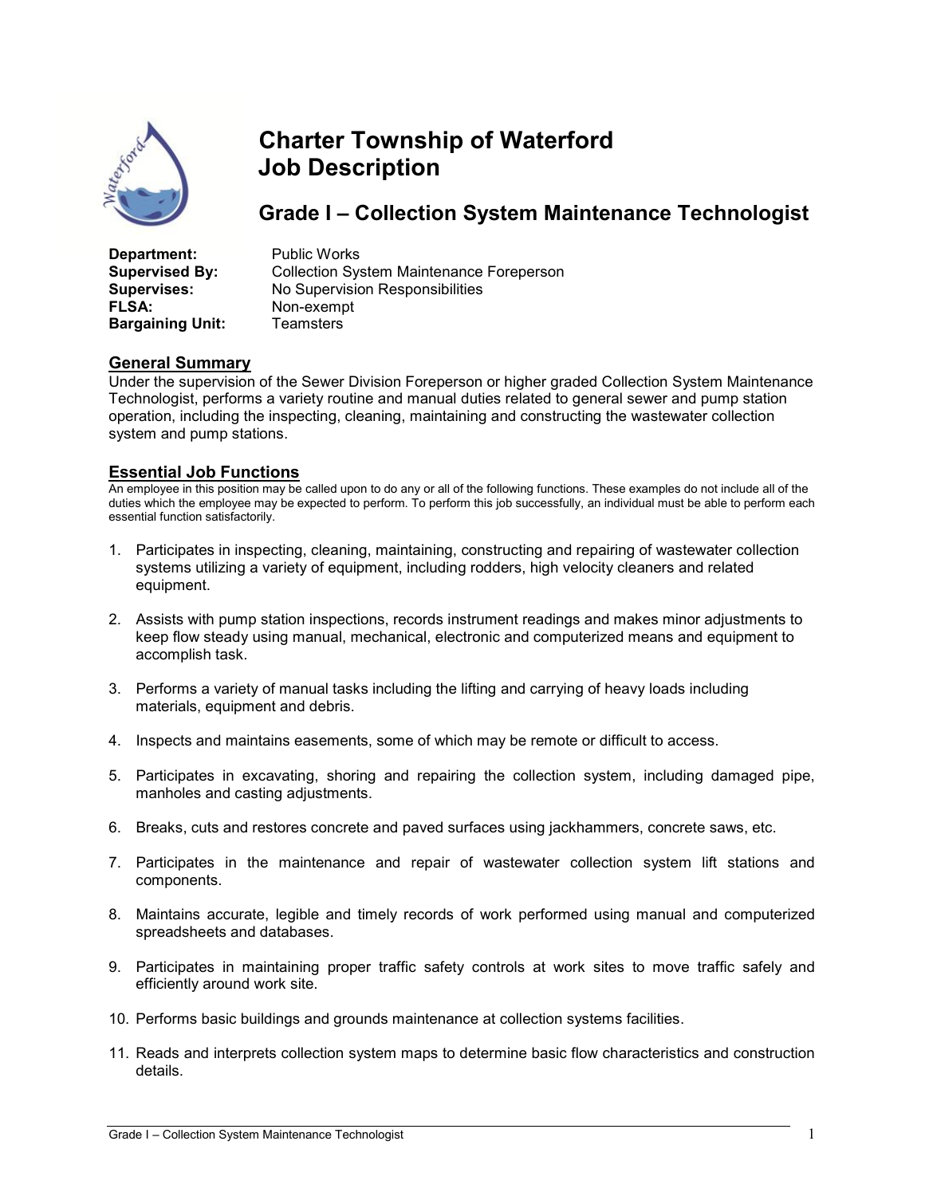# Charter Township of Waterford
# Job Description

## Grade I – Collection System Maintenance Technologist

**Department:** Public Works
**Supervised By:** Collection System Maintenance Foreperson
**Supervises:** No Supervision Responsibilities
**FLSA:** Non-exempt
**Bargaining Unit:** Teamsters

### General Summary

Under the supervision of the Sewer Division Foreperson or higher graded Collection System Maintenance Technologist, performs a variety routine and manual duties related to general sewer and pump station operation, including the inspecting, cleaning, maintaining and constructing the wastewater collection system and pump stations.

### Essential Job Functions

An employee in this position may be called upon to do any or all of the following functions. These examples do not include all of the duties which the employee may be expected to perform. To perform this job successfully, an individual must be able to perform each essential function satisfactorily.

1. Participates in inspecting, cleaning, maintaining, constructing and repairing of wastewater collection systems utilizing a variety of equipment, including rodders, high velocity cleaners and related equipment.
2. Assists with pump station inspections, records instrument readings and makes minor adjustments to keep flow steady using manual, mechanical, electronic and computerized means and equipment to accomplish task.
3. Performs a variety of manual tasks including the lifting and carrying of heavy loads including materials, equipment and debris.
4. Inspects and maintains easements, some of which may be remote or difficult to access.
5. Participates in excavating, shoring and repairing the collection system, including damaged pipe, manholes and casting adjustments.
6. Breaks, cuts and restores concrete and paved surfaces using jackhammers, concrete saws, etc.
7. Participates in the maintenance and repair of wastewater collection system lift stations and components.
8. Maintains accurate, legible and timely records of work performed using manual and computerized spreadsheets and databases.
9. Participates in maintaining proper traffic safety controls at work sites to move traffic safely and efficiently around work site.
10. Performs basic buildings and grounds maintenance at collection systems facilities.
11. Reads and interprets collection system maps to determine basic flow characteristics and construction details.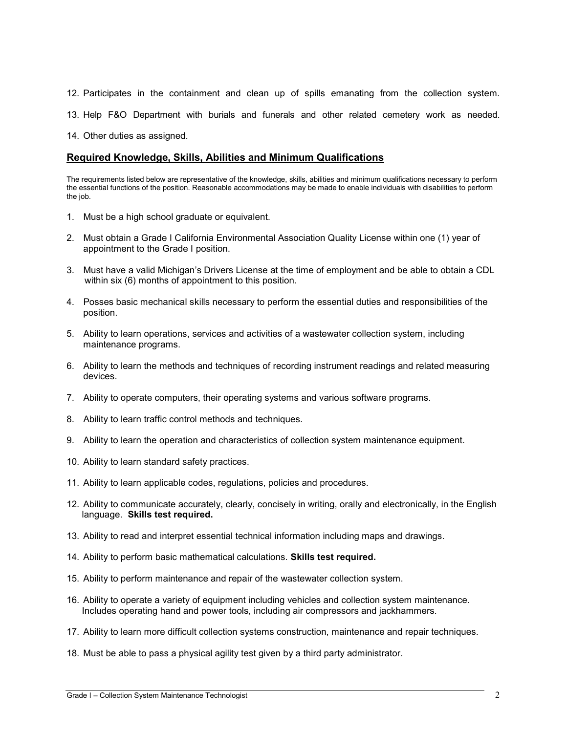12. Participates in the containment and clean up of spills emanating from the collection system.

13. Help F&O Department with burials and funerals and other related cemetery work as needed.

14. Other duties as assigned.

## Required Knowledge, Skills, Abilities and Minimum Qualifications

The requirements listed below are representative of the knowledge, skills, abilities and minimum qualifications necessary to perform the essential functions of the position. Reasonable accommodations may be made to enable individuals with disabilities to perform the job.

1. Must be a high school graduate or equivalent.

2. Must obtain a Grade I California Environmental Association Quality License within one (1) year of appointment to the Grade I position.

3. Must have a valid Michigan's Drivers License at the time of employment and be able to obtain a CDL within six (6) months of appointment to this position.

4. Posses basic mechanical skills necessary to perform the essential duties and responsibilities of the position.

5. Ability to learn operations, services and activities of a wastewater collection system, including maintenance programs.

6. Ability to learn the methods and techniques of recording instrument readings and related measuring devices.

7. Ability to operate computers, their operating systems and various software programs.

8. Ability to learn traffic control methods and techniques.

9. Ability to learn the operation and characteristics of collection system maintenance equipment.

10. Ability to learn standard safety practices.

11. Ability to learn applicable codes, regulations, policies and procedures.

12. Ability to communicate accurately, clearly, concisely in writing, orally and electronically, in the English language. **Skills test required.**

13. Ability to read and interpret essential technical information including maps and drawings.

14. Ability to perform basic mathematical calculations. **Skills test required.**

15. Ability to perform maintenance and repair of the wastewater collection system.

16. Ability to operate a variety of equipment including vehicles and collection system maintenance. Includes operating hand and power tools, including air compressors and jackhammers.

17. Ability to learn more difficult collection systems construction, maintenance and repair techniques.

18. Must be able to pass a physical agility test given by a third party administrator.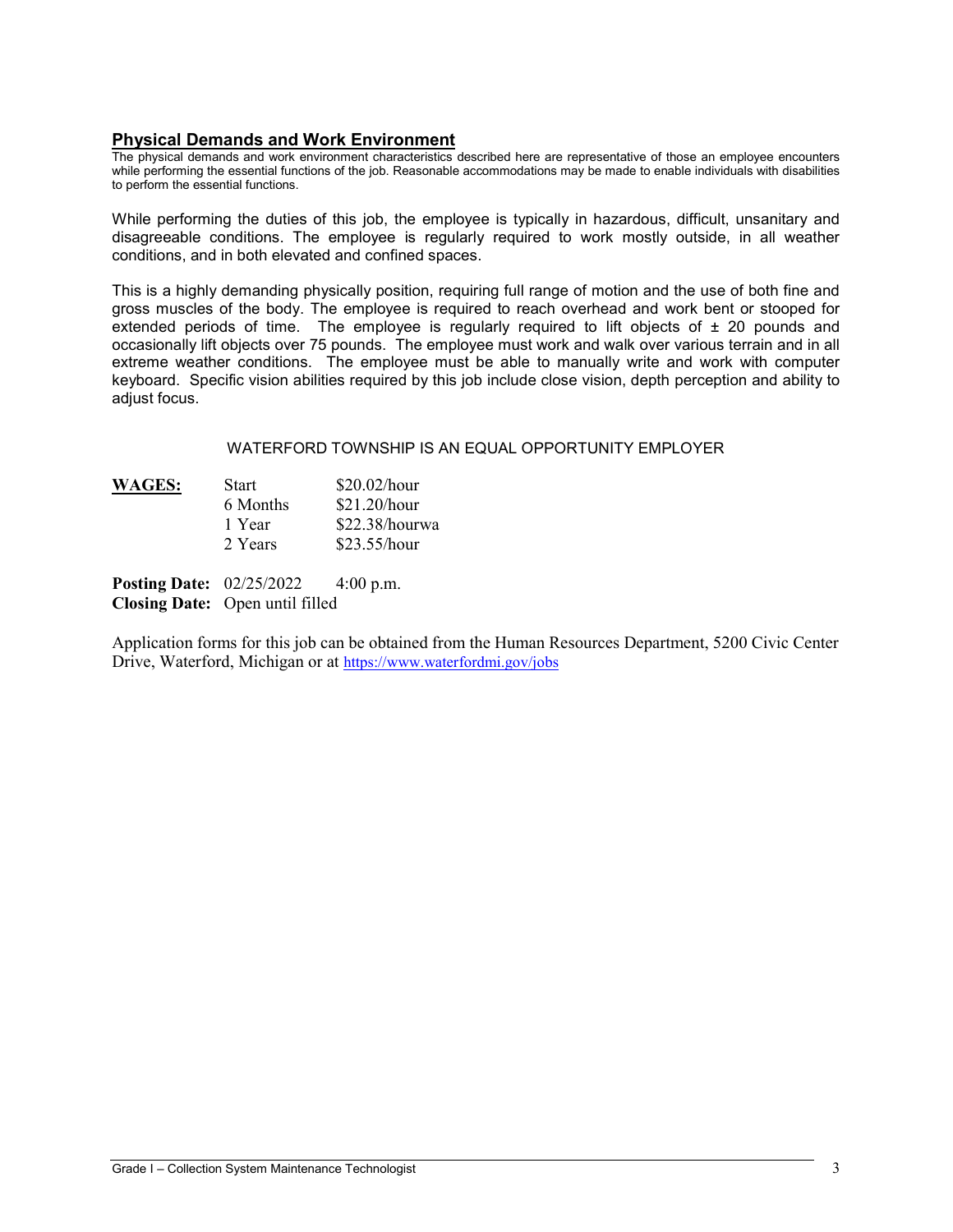## Physical Demands and Work Environment

The physical demands and work environment characteristics described here are representative of those an employee encounters while performing the essential functions of the job. Reasonable accommodations may be made to enable individuals with disabilities to perform the essential functions.

While performing the duties of this job, the employee is typically in hazardous, difficult, unsanitary and disagreeable conditions. The employee is regularly required to work mostly outside, in all weather conditions, and in both elevated and confined spaces.

This is a highly demanding physically position, requiring full range of motion and the use of both fine and gross muscles of the body. The employee is required to reach overhead and work bent or stooped for extended periods of time. The employee is regularly required to lift objects of ± 20 pounds and occasionally lift objects over 75 pounds. The employee must work and walk over various terrain and in all extreme weather conditions. The employee must be able to manually write and work with computer keyboard. Specific vision abilities required by this job include close vision, depth perception and ability to adjust focus.

WATERFORD TOWNSHIP IS AN EQUAL OPPORTUNITY EMPLOYER

| | | |
|---|---|---|
| **WAGES:** | Start | $20.02/hour |
| | 6 Months | $21.20/hour |
| | 1 Year | $22.38/hourwa |
| | 2 Years | $23.55/hour |

**Posting Date:** 02/25/2022 4:00 p.m.
**Closing Date:** Open until filled

Application forms for this job can be obtained from the Human Resources Department, 5200 Civic Center Drive, Waterford, Michigan or at https://www.waterfordmi.gov/jobs